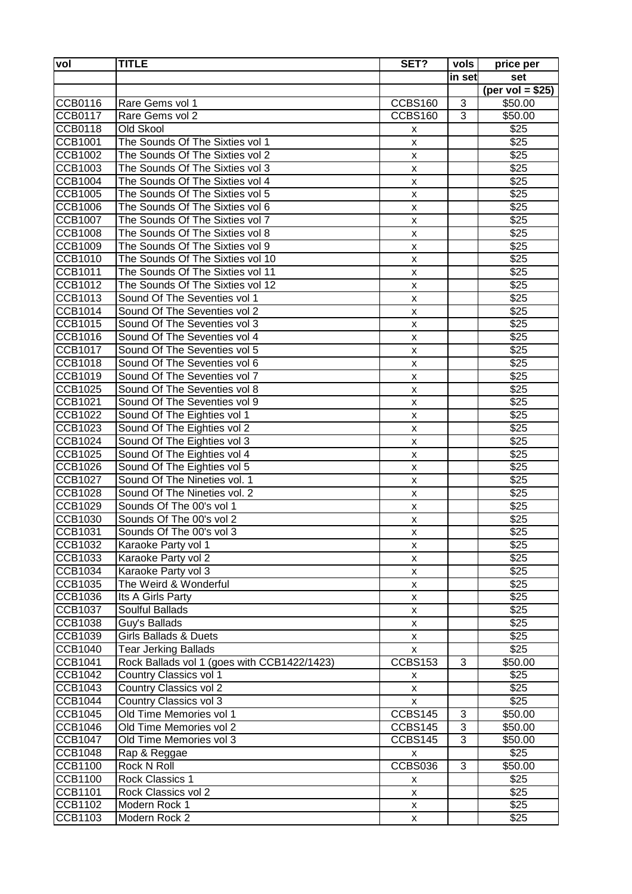| vol | TITLE | SET? | vols | price per |
|---|---|---|---|---|
| | | | in set | set |
| | | | | (per vol = $25) |
| CCB0116 | Rare Gems vol 1 | CCBS160 | 3 | $50.00 |
| CCB0117 | Rare Gems vol 2 | CCBS160 | 3 | $50.00 |
| CCB0118 | Old Skool | x | | $25 |
| CCB1001 | The Sounds Of The Sixties vol 1 | x | | $25 |
| CCB1002 | The Sounds Of The Sixties vol 2 | x | | $25 |
| CCB1003 | The Sounds Of The Sixties vol 3 | x | | $25 |
| CCB1004 | The Sounds Of The Sixties vol 4 | x | | $25 |
| CCB1005 | The Sounds Of The Sixties vol 5 | x | | $25 |
| CCB1006 | The Sounds Of The Sixties vol 6 | x | | $25 |
| CCB1007 | The Sounds Of The Sixties vol 7 | x | | $25 |
| CCB1008 | The Sounds Of The Sixties vol 8 | x | | $25 |
| CCB1009 | The Sounds Of The Sixties vol 9 | x | | $25 |
| CCB1010 | The Sounds Of The Sixties vol 10 | x | | $25 |
| CCB1011 | The Sounds Of The Sixties vol 11 | x | | $25 |
| CCB1012 | The Sounds Of The Sixties vol 12 | x | | $25 |
| CCB1013 | Sound Of The Seventies vol 1 | x | | $25 |
| CCB1014 | Sound Of The Seventies vol 2 | x | | $25 |
| CCB1015 | Sound Of The Seventies vol 3 | x | | $25 |
| CCB1016 | Sound Of The Seventies vol 4 | x | | $25 |
| CCB1017 | Sound Of The Seventies vol 5 | x | | $25 |
| CCB1018 | Sound Of The Seventies vol 6 | x | | $25 |
| CCB1019 | Sound Of The Seventies vol 7 | x | | $25 |
| CCB1025 | Sound Of The Seventies vol 8 | x | | $25 |
| CCB1021 | Sound Of The Seventies vol 9 | x | | $25 |
| CCB1022 | Sound Of The Eighties vol 1 | x | | $25 |
| CCB1023 | Sound Of The Eighties vol 2 | x | | $25 |
| CCB1024 | Sound Of The Eighties vol 3 | x | | $25 |
| CCB1025 | Sound Of The Eighties vol 4 | x | | $25 |
| CCB1026 | Sound Of The Eighties vol 5 | x | | $25 |
| CCB1027 | Sound Of The Nineties vol. 1 | x | | $25 |
| CCB1028 | Sound Of The Nineties vol. 2 | x | | $25 |
| CCB1029 | Sounds Of The 00's vol 1 | x | | $25 |
| CCB1030 | Sounds Of The 00's vol 2 | x | | $25 |
| CCB1031 | Sounds Of The 00's vol 3 | x | | $25 |
| CCB1032 | Karaoke Party vol 1 | x | | $25 |
| CCB1033 | Karaoke Party vol 2 | x | | $25 |
| CCB1034 | Karaoke Party vol 3 | x | | $25 |
| CCB1035 | The Weird & Wonderful | x | | $25 |
| CCB1036 | Its A Girls Party | x | | $25 |
| CCB1037 | Soulful Ballads | x | | $25 |
| CCB1038 | Guy's Ballads | x | | $25 |
| CCB1039 | Girls Ballads & Duets | x | | $25 |
| CCB1040 | Tear Jerking Ballads | x | | $25 |
| CCB1041 | Rock Ballads vol 1 (goes with CCB1422/1423) | CCBS153 | 3 | $50.00 |
| CCB1042 | Country Classics vol 1 | x | | $25 |
| CCB1043 | Country Classics vol 2 | x | | $25 |
| CCB1044 | Country Classics vol 3 | x | | $25 |
| CCB1045 | Old Time Memories vol 1 | CCBS145 | 3 | $50.00 |
| CCB1046 | Old Time Memories vol 2 | CCBS145 | 3 | $50.00 |
| CCB1047 | Old Time Memories vol 3 | CCBS145 | 3 | $50.00 |
| CCB1048 | Rap & Reggae | x | | $25 |
| CCB1100 | Rock N Roll | CCBS036 | 3 | $50.00 |
| CCB1100 | Rock Classics 1 | x | | $25 |
| CCB1101 | Rock Classics vol 2 | x | | $25 |
| CCB1102 | Modern Rock 1 | x | | $25 |
| CCB1103 | Modern Rock 2 | x | | $25 |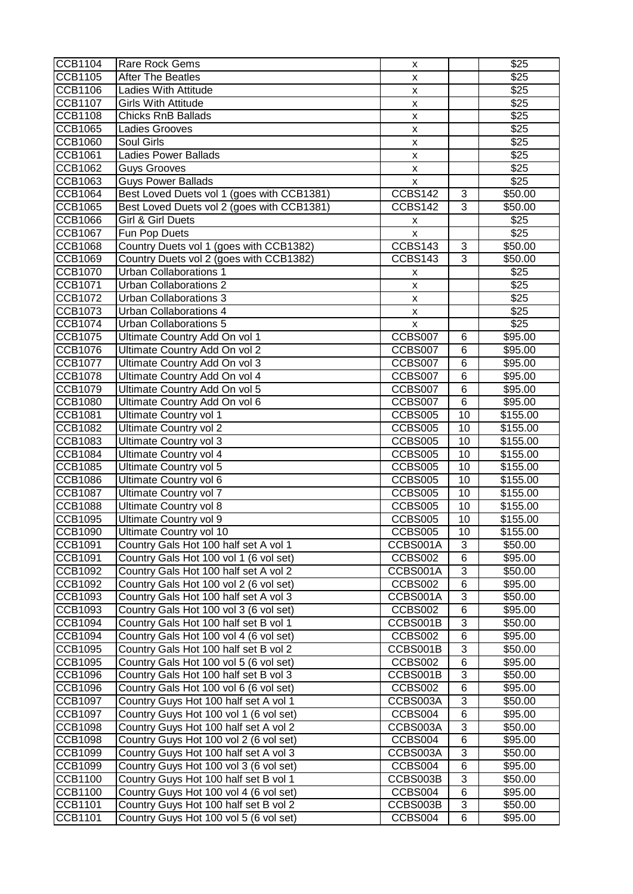| | | | | |
|---|---|---|---|---|
| CCB1104 | Rare Rock Gems | x | | $25 |
| CCB1105 | After The Beatles | x | | $25 |
| CCB1106 | Ladies With Attitude | x | | $25 |
| CCB1107 | Girls With Attitude | x | | $25 |
| CCB1108 | Chicks RnB Ballads | x | | $25 |
| CCB1065 | Ladies Grooves | x | | $25 |
| CCB1060 | Soul Girls | x | | $25 |
| CCB1061 | Ladies Power Ballads | x | | $25 |
| CCB1062 | Guys Grooves | x | | $25 |
| CCB1063 | Guys Power Ballads | x | | $25 |
| CCB1064 | Best Loved Duets vol 1 (goes with CCB1381) | CCBS142 | 3 | $50.00 |
| CCB1065 | Best Loved Duets vol 2 (goes with CCB1381) | CCBS142 | 3 | $50.00 |
| CCB1066 | Girl & Girl Duets | x | | $25 |
| CCB1067 | Fun Pop Duets | x | | $25 |
| CCB1068 | Country Duets vol 1 (goes with CCB1382) | CCBS143 | 3 | $50.00 |
| CCB1069 | Country Duets vol 2 (goes with CCB1382) | CCBS143 | 3 | $50.00 |
| CCB1070 | Urban Collaborations 1 | x | | $25 |
| CCB1071 | Urban Collaborations 2 | x | | $25 |
| CCB1072 | Urban Collaborations 3 | x | | $25 |
| CCB1073 | Urban Collaborations 4 | x | | $25 |
| CCB1074 | Urban Collaborations 5 | x | | $25 |
| CCB1075 | Ultimate Country Add On vol 1 | CCBS007 | 6 | $95.00 |
| CCB1076 | Ultimate Country Add On vol 2 | CCBS007 | 6 | $95.00 |
| CCB1077 | Ultimate Country Add On vol 3 | CCBS007 | 6 | $95.00 |
| CCB1078 | Ultimate Country Add On vol 4 | CCBS007 | 6 | $95.00 |
| CCB1079 | Ultimate Country Add On vol 5 | CCBS007 | 6 | $95.00 |
| CCB1080 | Ultimate Country Add On vol 6 | CCBS007 | 6 | $95.00 |
| CCB1081 | Ultimate Country vol 1 | CCBS005 | 10 | $155.00 |
| CCB1082 | Ultimate Country vol 2 | CCBS005 | 10 | $155.00 |
| CCB1083 | Ultimate Country vol 3 | CCBS005 | 10 | $155.00 |
| CCB1084 | Ultimate Country vol 4 | CCBS005 | 10 | $155.00 |
| CCB1085 | Ultimate Country vol 5 | CCBS005 | 10 | $155.00 |
| CCB1086 | Ultimate Country vol 6 | CCBS005 | 10 | $155.00 |
| CCB1087 | Ultimate Country vol 7 | CCBS005 | 10 | $155.00 |
| CCB1088 | Ultimate Country vol 8 | CCBS005 | 10 | $155.00 |
| CCB1095 | Ultimate Country vol 9 | CCBS005 | 10 | $155.00 |
| CCB1090 | Ultimate Country vol 10 | CCBS005 | 10 | $155.00 |
| CCB1091 | Country Gals Hot 100 half set A vol 1 | CCBS001A | 3 | $50.00 |
| CCB1091 | Country Gals Hot 100 vol 1 (6 vol set) | CCBS002 | 6 | $95.00 |
| CCB1092 | Country Gals Hot 100 half set A vol 2 | CCBS001A | 3 | $50.00 |
| CCB1092 | Country Gals Hot 100 vol 2 (6 vol set) | CCBS002 | 6 | $95.00 |
| CCB1093 | Country Gals Hot 100 half set A vol 3 | CCBS001A | 3 | $50.00 |
| CCB1093 | Country Gals Hot 100 vol 3 (6 vol set) | CCBS002 | 6 | $95.00 |
| CCB1094 | Country Gals Hot 100 half set B vol 1 | CCBS001B | 3 | $50.00 |
| CCB1094 | Country Gals Hot 100 vol 4 (6 vol set) | CCBS002 | 6 | $95.00 |
| CCB1095 | Country Gals Hot 100 half set B vol 2 | CCBS001B | 3 | $50.00 |
| CCB1095 | Country Gals Hot 100 vol 5 (6 vol set) | CCBS002 | 6 | $95.00 |
| CCB1096 | Country Gals Hot 100 half set B vol 3 | CCBS001B | 3 | $50.00 |
| CCB1096 | Country Gals Hot 100 vol 6 (6 vol set) | CCBS002 | 6 | $95.00 |
| CCB1097 | Country Guys Hot 100 half set A vol 1 | CCBS003A | 3 | $50.00 |
| CCB1097 | Country Guys Hot 100 vol 1 (6 vol set) | CCBS004 | 6 | $95.00 |
| CCB1098 | Country Guys Hot 100 half set A vol 2 | CCBS003A | 3 | $50.00 |
| CCB1098 | Country Guys Hot 100 vol 2 (6 vol set) | CCBS004 | 6 | $95.00 |
| CCB1099 | Country Guys Hot 100 half set A vol 3 | CCBS003A | 3 | $50.00 |
| CCB1099 | Country Guys Hot 100 vol 3 (6 vol set) | CCBS004 | 6 | $95.00 |
| CCB1100 | Country Guys Hot 100 half set B vol 1 | CCBS003B | 3 | $50.00 |
| CCB1100 | Country Guys Hot 100 vol 4 (6 vol set) | CCBS004 | 6 | $95.00 |
| CCB1101 | Country Guys Hot 100 half set B vol 2 | CCBS003B | 3 | $50.00 |
| CCB1101 | Country Guys Hot 100 vol 5 (6 vol set) | CCBS004 | 6 | $95.00 |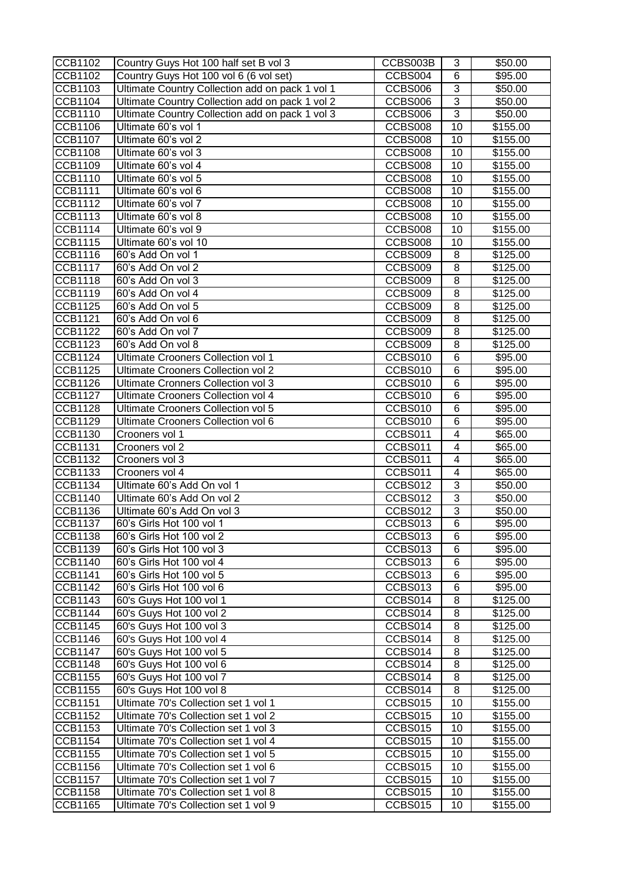| | | | | |
|---|---|---|---|---|
| CCB1102 | Country Guys Hot 100 half set B vol 3 | CCBS003B | 3 | $50.00 |
| CCB1102 | Country Guys Hot 100 vol 6 (6 vol set) | CCBS004 | 6 | $95.00 |
| CCB1103 | Ultimate Country Collection add on pack 1 vol 1 | CCBS006 | 3 | $50.00 |
| CCB1104 | Ultimate Country Collection add on pack 1 vol 2 | CCBS006 | 3 | $50.00 |
| CCB1110 | Ultimate Country Collection add on pack 1 vol 3 | CCBS006 | 3 | $50.00 |
| CCB1106 | Ultimate 60's vol 1 | CCBS008 | 10 | $155.00 |
| CCB1107 | Ultimate 60's vol 2 | CCBS008 | 10 | $155.00 |
| CCB1108 | Ultimate 60's vol 3 | CCBS008 | 10 | $155.00 |
| CCB1109 | Ultimate 60's vol 4 | CCBS008 | 10 | $155.00 |
| CCB1110 | Ultimate 60's vol 5 | CCBS008 | 10 | $155.00 |
| CCB1111 | Ultimate 60's vol 6 | CCBS008 | 10 | $155.00 |
| CCB1112 | Ultimate 60's vol 7 | CCBS008 | 10 | $155.00 |
| CCB1113 | Ultimate 60's vol 8 | CCBS008 | 10 | $155.00 |
| CCB1114 | Ultimate 60's vol 9 | CCBS008 | 10 | $155.00 |
| CCB1115 | Ultimate 60's vol 10 | CCBS008 | 10 | $155.00 |
| CCB1116 | 60's Add On vol 1 | CCBS009 | 8 | $125.00 |
| CCB1117 | 60's Add On vol 2 | CCBS009 | 8 | $125.00 |
| CCB1118 | 60's Add On vol 3 | CCBS009 | 8 | $125.00 |
| CCB1119 | 60's Add On vol 4 | CCBS009 | 8 | $125.00 |
| CCB1125 | 60's Add On vol 5 | CCBS009 | 8 | $125.00 |
| CCB1121 | 60's Add On vol 6 | CCBS009 | 8 | $125.00 |
| CCB1122 | 60's Add On vol 7 | CCBS009 | 8 | $125.00 |
| CCB1123 | 60's Add On vol 8 | CCBS009 | 8 | $125.00 |
| CCB1124 | Ultimate Crooners Collection vol 1 | CCBS010 | 6 | $95.00 |
| CCB1125 | Ultimate Crooners Collection vol 2 | CCBS010 | 6 | $95.00 |
| CCB1126 | Ultimate Cronners Collection vol 3 | CCBS010 | 6 | $95.00 |
| CCB1127 | Ultimate Crooners Collection vol 4 | CCBS010 | 6 | $95.00 |
| CCB1128 | Ultimate Crooners Collection vol 5 | CCBS010 | 6 | $95.00 |
| CCB1129 | Ultimate Crooners Collection vol 6 | CCBS010 | 6 | $95.00 |
| CCB1130 | Crooners vol 1 | CCBS011 | 4 | $65.00 |
| CCB1131 | Crooners vol 2 | CCBS011 | 4 | $65.00 |
| CCB1132 | Crooners vol 3 | CCBS011 | 4 | $65.00 |
| CCB1133 | Crooners vol 4 | CCBS011 | 4 | $65.00 |
| CCB1134 | Ultimate 60's Add On vol 1 | CCBS012 | 3 | $50.00 |
| CCB1140 | Ultimate 60's Add On vol 2 | CCBS012 | 3 | $50.00 |
| CCB1136 | Ultimate 60's Add On vol 3 | CCBS012 | 3 | $50.00 |
| CCB1137 | 60's Girls Hot 100 vol 1 | CCBS013 | 6 | $95.00 |
| CCB1138 | 60's Girls Hot 100 vol 2 | CCBS013 | 6 | $95.00 |
| CCB1139 | 60's Girls Hot 100 vol 3 | CCBS013 | 6 | $95.00 |
| CCB1140 | 60's Girls Hot 100 vol 4 | CCBS013 | 6 | $95.00 |
| CCB1141 | 60's Girls Hot 100 vol 5 | CCBS013 | 6 | $95.00 |
| CCB1142 | 60's Girls Hot 100 vol 6 | CCBS013 | 6 | $95.00 |
| CCB1143 | 60's Guys Hot 100 vol 1 | CCBS014 | 8 | $125.00 |
| CCB1144 | 60's Guys Hot 100 vol 2 | CCBS014 | 8 | $125.00 |
| CCB1145 | 60's Guys Hot 100 vol 3 | CCBS014 | 8 | $125.00 |
| CCB1146 | 60's Guys Hot 100 vol 4 | CCBS014 | 8 | $125.00 |
| CCB1147 | 60's Guys Hot 100 vol 5 | CCBS014 | 8 | $125.00 |
| CCB1148 | 60's Guys Hot 100 vol 6 | CCBS014 | 8 | $125.00 |
| CCB1155 | 60's Guys Hot 100 vol 7 | CCBS014 | 8 | $125.00 |
| CCB1155 | 60's Guys Hot 100 vol 8 | CCBS014 | 8 | $125.00 |
| CCB1151 | Ultimate 70's Collection set 1 vol 1 | CCBS015 | 10 | $155.00 |
| CCB1152 | Ultimate 70's Collection set 1 vol 2 | CCBS015 | 10 | $155.00 |
| CCB1153 | Ultimate 70's Collection set 1 vol 3 | CCBS015 | 10 | $155.00 |
| CCB1154 | Ultimate 70's Collection set 1 vol 4 | CCBS015 | 10 | $155.00 |
| CCB1155 | Ultimate 70's Collection set 1 vol 5 | CCBS015 | 10 | $155.00 |
| CCB1156 | Ultimate 70's Collection set 1 vol 6 | CCBS015 | 10 | $155.00 |
| CCB1157 | Ultimate 70's Collection set 1 vol 7 | CCBS015 | 10 | $155.00 |
| CCB1158 | Ultimate 70's Collection set 1 vol 8 | CCBS015 | 10 | $155.00 |
| CCB1165 | Ultimate 70's Collection set 1 vol 9 | CCBS015 | 10 | $155.00 |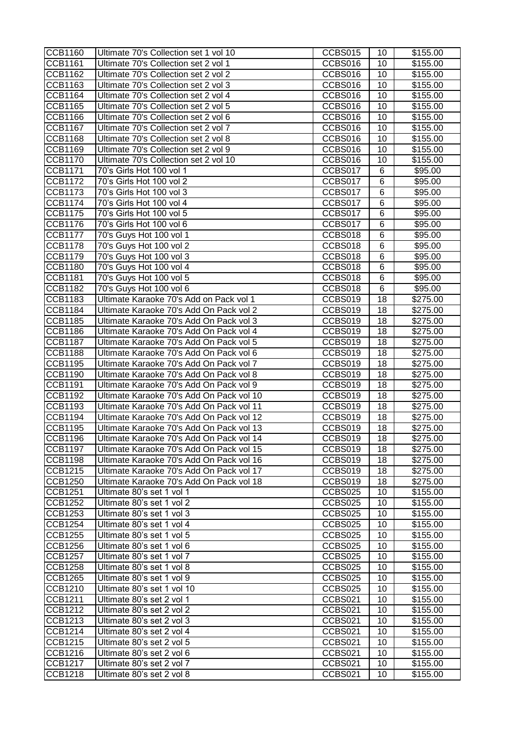| | | | | |
|---|---|---|---|---|
| CCB1160 | Ultimate 70's Collection set 1 vol 10 | CCBS015 | 10 | $155.00 |
| CCB1161 | Ultimate 70's Collection set 2 vol 1 | CCBS016 | 10 | $155.00 |
| CCB1162 | Ultimate 70's Collection set 2 vol 2 | CCBS016 | 10 | $155.00 |
| CCB1163 | Ultimate 70's Collection set 2 vol 3 | CCBS016 | 10 | $155.00 |
| CCB1164 | Ultimate 70's Collection set 2 vol 4 | CCBS016 | 10 | $155.00 |
| CCB1165 | Ultimate 70's Collection set 2 vol 5 | CCBS016 | 10 | $155.00 |
| CCB1166 | Ultimate 70's Collection set 2 vol 6 | CCBS016 | 10 | $155.00 |
| CCB1167 | Ultimate 70's Collection set 2 vol 7 | CCBS016 | 10 | $155.00 |
| CCB1168 | Ultimate 70's Collection set 2 vol 8 | CCBS016 | 10 | $155.00 |
| CCB1169 | Ultimate 70's Collection set 2 vol 9 | CCBS016 | 10 | $155.00 |
| CCB1170 | Ultimate 70's Collection set 2 vol 10 | CCBS016 | 10 | $155.00 |
| CCB1171 | 70's Girls Hot 100 vol 1 | CCBS017 | 6 | $95.00 |
| CCB1172 | 70's Girls Hot 100 vol 2 | CCBS017 | 6 | $95.00 |
| CCB1173 | 70's Girls Hot 100 vol 3 | CCBS017 | 6 | $95.00 |
| CCB1174 | 70's Girls Hot 100 vol 4 | CCBS017 | 6 | $95.00 |
| CCB1175 | 70's Girls Hot 100 vol 5 | CCBS017 | 6 | $95.00 |
| CCB1176 | 70's Girls Hot 100 vol 6 | CCBS017 | 6 | $95.00 |
| CCB1177 | 70's Guys Hot 100 vol 1 | CCBS018 | 6 | $95.00 |
| CCB1178 | 70's Guys Hot 100 vol 2 | CCBS018 | 6 | $95.00 |
| CCB1179 | 70's Guys Hot 100 vol 3 | CCBS018 | 6 | $95.00 |
| CCB1180 | 70's Guys Hot 100 vol 4 | CCBS018 | 6 | $95.00 |
| CCB1181 | 70's Guys Hot 100 vol 5 | CCBS018 | 6 | $95.00 |
| CCB1182 | 70's Guys Hot 100 vol 6 | CCBS018 | 6 | $95.00 |
| CCB1183 | Ultimate Karaoke 70's Add on Pack vol 1 | CCBS019 | 18 | $275.00 |
| CCB1184 | Ultimate Karaoke 70's Add On Pack vol 2 | CCBS019 | 18 | $275.00 |
| CCB1185 | Ultimate Karaoke 70's Add On Pack vol 3 | CCBS019 | 18 | $275.00 |
| CCB1186 | Ultimate Karaoke 70's Add On Pack vol 4 | CCBS019 | 18 | $275.00 |
| CCB1187 | Ultimate Karaoke 70's Add On Pack vol 5 | CCBS019 | 18 | $275.00 |
| CCB1188 | Ultimate Karaoke 70's Add On Pack vol 6 | CCBS019 | 18 | $275.00 |
| CCB1195 | Ultimate Karaoke 70's Add On Pack vol 7 | CCBS019 | 18 | $275.00 |
| CCB1190 | Ultimate Karaoke 70's Add On Pack vol 8 | CCBS019 | 18 | $275.00 |
| CCB1191 | Ultimate Karaoke 70's Add On Pack vol 9 | CCBS019 | 18 | $275.00 |
| CCB1192 | Ultimate Karaoke 70's Add On Pack vol 10 | CCBS019 | 18 | $275.00 |
| CCB1193 | Ultimate Karaoke 70's Add On Pack vol 11 | CCBS019 | 18 | $275.00 |
| CCB1194 | Ultimate Karaoke 70's Add On Pack vol 12 | CCBS019 | 18 | $275.00 |
| CCB1195 | Ultimate Karaoke 70's Add On Pack vol 13 | CCBS019 | 18 | $275.00 |
| CCB1196 | Ultimate Karaoke 70's Add On Pack vol 14 | CCBS019 | 18 | $275.00 |
| CCB1197 | Ultimate Karaoke 70's Add On Pack vol 15 | CCBS019 | 18 | $275.00 |
| CCB1198 | Ultimate Karaoke 70's Add On Pack vol 16 | CCBS019 | 18 | $275.00 |
| CCB1215 | Ultimate Karaoke 70's Add On Pack vol 17 | CCBS019 | 18 | $275.00 |
| CCB1250 | Ultimate Karaoke 70's Add On Pack vol 18 | CCBS019 | 18 | $275.00 |
| CCB1251 | Ultimate 80's set 1 vol 1 | CCBS025 | 10 | $155.00 |
| CCB1252 | Ultimate 80's set 1 vol 2 | CCBS025 | 10 | $155.00 |
| CCB1253 | Ultimate 80's set 1 vol 3 | CCBS025 | 10 | $155.00 |
| CCB1254 | Ultimate 80's set 1 vol 4 | CCBS025 | 10 | $155.00 |
| CCB1255 | Ultimate 80's set 1 vol 5 | CCBS025 | 10 | $155.00 |
| CCB1256 | Ultimate 80's set 1 vol 6 | CCBS025 | 10 | $155.00 |
| CCB1257 | Ultimate 80's set 1 vol 7 | CCBS025 | 10 | $155.00 |
| CCB1258 | Ultimate 80's set 1 vol 8 | CCBS025 | 10 | $155.00 |
| CCB1265 | Ultimate 80's set 1 vol 9 | CCBS025 | 10 | $155.00 |
| CCB1210 | Ultimate 80's set 1 vol 10 | CCBS025 | 10 | $155.00 |
| CCB1211 | Ultimate 80's set 2 vol 1 | CCBS021 | 10 | $155.00 |
| CCB1212 | Ultimate 80's set 2 vol 2 | CCBS021 | 10 | $155.00 |
| CCB1213 | Ultimate 80's set 2 vol 3 | CCBS021 | 10 | $155.00 |
| CCB1214 | Ultimate 80's set 2 vol 4 | CCBS021 | 10 | $155.00 |
| CCB1215 | Ultimate 80's set 2 vol 5 | CCBS021 | 10 | $155.00 |
| CCB1216 | Ultimate 80's set 2 vol 6 | CCBS021 | 10 | $155.00 |
| CCB1217 | Ultimate 80's set 2 vol 7 | CCBS021 | 10 | $155.00 |
| CCB1218 | Ultimate 80's set 2 vol 8 | CCBS021 | 10 | $155.00 |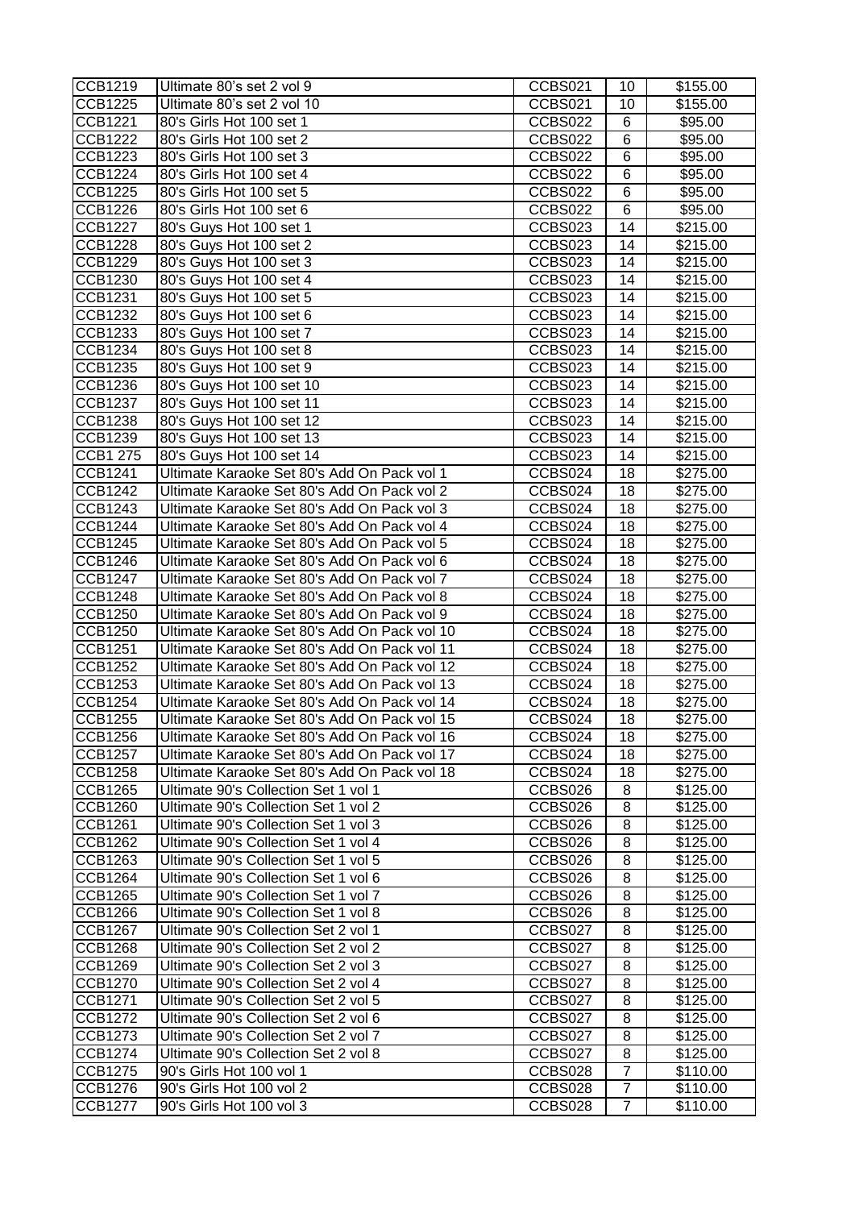| | | | | |
|---|---|---|---|---|
| CCB1219 | Ultimate 80's set 2 vol 9 | CCBS021 | 10 | $155.00 |
| CCB1225 | Ultimate 80's set 2 vol 10 | CCBS021 | 10 | $155.00 |
| CCB1221 | 80's Girls Hot 100 set 1 | CCBS022 | 6 | $95.00 |
| CCB1222 | 80's Girls Hot 100 set 2 | CCBS022 | 6 | $95.00 |
| CCB1223 | 80's Girls Hot 100 set 3 | CCBS022 | 6 | $95.00 |
| CCB1224 | 80's Girls Hot 100 set 4 | CCBS022 | 6 | $95.00 |
| CCB1225 | 80's Girls Hot 100 set 5 | CCBS022 | 6 | $95.00 |
| CCB1226 | 80's Girls Hot 100 set 6 | CCBS022 | 6 | $95.00 |
| CCB1227 | 80's Guys Hot 100 set 1 | CCBS023 | 14 | $215.00 |
| CCB1228 | 80's Guys Hot 100 set 2 | CCBS023 | 14 | $215.00 |
| CCB1229 | 80's Guys Hot 100 set 3 | CCBS023 | 14 | $215.00 |
| CCB1230 | 80's Guys Hot 100 set 4 | CCBS023 | 14 | $215.00 |
| CCB1231 | 80's Guys Hot 100 set 5 | CCBS023 | 14 | $215.00 |
| CCB1232 | 80's Guys Hot 100 set 6 | CCBS023 | 14 | $215.00 |
| CCB1233 | 80's Guys Hot 100 set 7 | CCBS023 | 14 | $215.00 |
| CCB1234 | 80's Guys Hot 100 set 8 | CCBS023 | 14 | $215.00 |
| CCB1235 | 80's Guys Hot 100 set 9 | CCBS023 | 14 | $215.00 |
| CCB1236 | 80's Guys Hot 100 set 10 | CCBS023 | 14 | $215.00 |
| CCB1237 | 80's Guys Hot 100 set 11 | CCBS023 | 14 | $215.00 |
| CCB1238 | 80's Guys Hot 100 set 12 | CCBS023 | 14 | $215.00 |
| CCB1239 | 80's Guys Hot 100 set 13 | CCBS023 | 14 | $215.00 |
| CCB1 275 | 80's Guys Hot 100 set 14 | CCBS023 | 14 | $215.00 |
| CCB1241 | Ultimate Karaoke Set 80's Add On Pack vol 1 | CCBS024 | 18 | $275.00 |
| CCB1242 | Ultimate Karaoke Set 80's Add On Pack vol 2 | CCBS024 | 18 | $275.00 |
| CCB1243 | Ultimate Karaoke Set 80's Add On Pack vol 3 | CCBS024 | 18 | $275.00 |
| CCB1244 | Ultimate Karaoke Set 80's Add On Pack vol 4 | CCBS024 | 18 | $275.00 |
| CCB1245 | Ultimate Karaoke Set 80's Add On Pack vol 5 | CCBS024 | 18 | $275.00 |
| CCB1246 | Ultimate Karaoke Set 80's Add On Pack vol 6 | CCBS024 | 18 | $275.00 |
| CCB1247 | Ultimate Karaoke Set 80's Add On Pack vol 7 | CCBS024 | 18 | $275.00 |
| CCB1248 | Ultimate Karaoke Set 80's Add On Pack vol 8 | CCBS024 | 18 | $275.00 |
| CCB1250 | Ultimate Karaoke Set 80's Add On Pack vol 9 | CCBS024 | 18 | $275.00 |
| CCB1250 | Ultimate Karaoke Set 80's Add On Pack vol 10 | CCBS024 | 18 | $275.00 |
| CCB1251 | Ultimate Karaoke Set 80's Add On Pack vol 11 | CCBS024 | 18 | $275.00 |
| CCB1252 | Ultimate Karaoke Set 80's Add On Pack vol 12 | CCBS024 | 18 | $275.00 |
| CCB1253 | Ultimate Karaoke Set 80's Add On Pack vol 13 | CCBS024 | 18 | $275.00 |
| CCB1254 | Ultimate Karaoke Set 80's Add On Pack vol 14 | CCBS024 | 18 | $275.00 |
| CCB1255 | Ultimate Karaoke Set 80's Add On Pack vol 15 | CCBS024 | 18 | $275.00 |
| CCB1256 | Ultimate Karaoke Set 80's Add On Pack vol 16 | CCBS024 | 18 | $275.00 |
| CCB1257 | Ultimate Karaoke Set 80's Add On Pack vol 17 | CCBS024 | 18 | $275.00 |
| CCB1258 | Ultimate Karaoke Set 80's Add On Pack vol 18 | CCBS024 | 18 | $275.00 |
| CCB1265 | Ultimate 90's Collection Set 1 vol 1 | CCBS026 | 8 | $125.00 |
| CCB1260 | Ultimate 90's Collection Set 1 vol 2 | CCBS026 | 8 | $125.00 |
| CCB1261 | Ultimate 90's Collection Set 1 vol 3 | CCBS026 | 8 | $125.00 |
| CCB1262 | Ultimate 90's Collection Set 1 vol 4 | CCBS026 | 8 | $125.00 |
| CCB1263 | Ultimate 90's Collection Set 1 vol 5 | CCBS026 | 8 | $125.00 |
| CCB1264 | Ultimate 90's Collection Set 1 vol 6 | CCBS026 | 8 | $125.00 |
| CCB1265 | Ultimate 90's Collection Set 1 vol 7 | CCBS026 | 8 | $125.00 |
| CCB1266 | Ultimate 90's Collection Set 1 vol 8 | CCBS026 | 8 | $125.00 |
| CCB1267 | Ultimate 90's Collection Set 2 vol 1 | CCBS027 | 8 | $125.00 |
| CCB1268 | Ultimate 90's Collection Set 2 vol 2 | CCBS027 | 8 | $125.00 |
| CCB1269 | Ultimate 90's Collection Set 2 vol 3 | CCBS027 | 8 | $125.00 |
| CCB1270 | Ultimate 90's Collection Set 2 vol 4 | CCBS027 | 8 | $125.00 |
| CCB1271 | Ultimate 90's Collection Set 2 vol 5 | CCBS027 | 8 | $125.00 |
| CCB1272 | Ultimate 90's Collection Set 2 vol 6 | CCBS027 | 8 | $125.00 |
| CCB1273 | Ultimate 90's Collection Set 2 vol 7 | CCBS027 | 8 | $125.00 |
| CCB1274 | Ultimate 90's Collection Set 2 vol 8 | CCBS027 | 8 | $125.00 |
| CCB1275 | 90's Girls Hot 100 vol 1 | CCBS028 | 7 | $110.00 |
| CCB1276 | 90's Girls Hot 100 vol 2 | CCBS028 | 7 | $110.00 |
| CCB1277 | 90's Girls Hot 100 vol 3 | CCBS028 | 7 | $110.00 |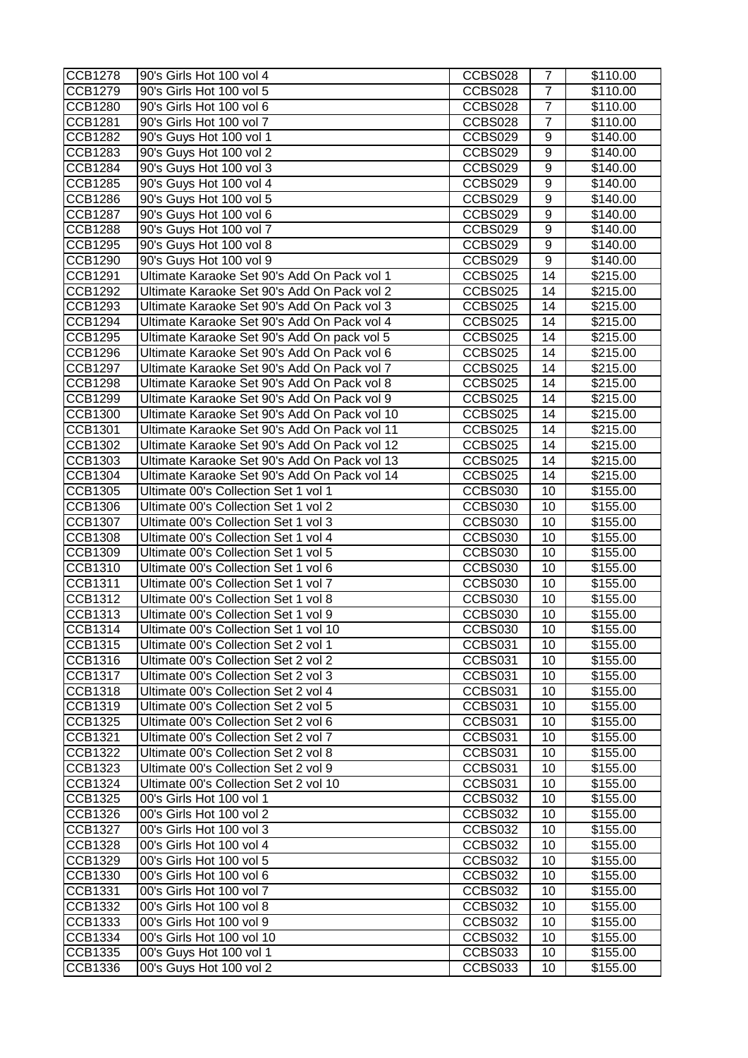| | | | | |
|---|---|---|---|---|
| CCB1278 | 90's Girls Hot 100 vol 4 | CCBS028 | 7 | $110.00 |
| CCB1279 | 90's Girls Hot 100 vol 5 | CCBS028 | 7 | $110.00 |
| CCB1280 | 90's Girls Hot 100 vol 6 | CCBS028 | 7 | $110.00 |
| CCB1281 | 90's Girls Hot 100 vol 7 | CCBS028 | 7 | $110.00 |
| CCB1282 | 90's Guys Hot 100 vol 1 | CCBS029 | 9 | $140.00 |
| CCB1283 | 90's Guys Hot 100 vol 2 | CCBS029 | 9 | $140.00 |
| CCB1284 | 90's Guys Hot 100 vol 3 | CCBS029 | 9 | $140.00 |
| CCB1285 | 90's Guys Hot 100 vol 4 | CCBS029 | 9 | $140.00 |
| CCB1286 | 90's Guys Hot 100 vol 5 | CCBS029 | 9 | $140.00 |
| CCB1287 | 90's Guys Hot 100 vol 6 | CCBS029 | 9 | $140.00 |
| CCB1288 | 90's Guys Hot 100 vol 7 | CCBS029 | 9 | $140.00 |
| CCB1295 | 90's Guys Hot 100 vol 8 | CCBS029 | 9 | $140.00 |
| CCB1290 | 90's Guys Hot 100 vol 9 | CCBS029 | 9 | $140.00 |
| CCB1291 | Ultimate Karaoke Set 90's Add On Pack vol 1 | CCBS025 | 14 | $215.00 |
| CCB1292 | Ultimate Karaoke Set 90's Add On Pack vol 2 | CCBS025 | 14 | $215.00 |
| CCB1293 | Ultimate Karaoke Set 90's Add On Pack vol 3 | CCBS025 | 14 | $215.00 |
| CCB1294 | Ultimate Karaoke Set 90's Add On Pack vol 4 | CCBS025 | 14 | $215.00 |
| CCB1295 | Ultimate Karaoke Set 90's Add On pack vol 5 | CCBS025 | 14 | $215.00 |
| CCB1296 | Ultimate Karaoke Set 90's Add On Pack vol 6 | CCBS025 | 14 | $215.00 |
| CCB1297 | Ultimate Karaoke Set 90's Add On Pack vol 7 | CCBS025 | 14 | $215.00 |
| CCB1298 | Ultimate Karaoke Set 90's Add On Pack vol 8 | CCBS025 | 14 | $215.00 |
| CCB1299 | Ultimate Karaoke Set 90's Add On Pack vol 9 | CCBS025 | 14 | $215.00 |
| CCB1300 | Ultimate Karaoke Set 90's Add On Pack vol 10 | CCBS025 | 14 | $215.00 |
| CCB1301 | Ultimate Karaoke Set 90's Add On Pack vol 11 | CCBS025 | 14 | $215.00 |
| CCB1302 | Ultimate Karaoke Set 90's Add On Pack vol 12 | CCBS025 | 14 | $215.00 |
| CCB1303 | Ultimate Karaoke Set 90's Add On Pack vol 13 | CCBS025 | 14 | $215.00 |
| CCB1304 | Ultimate Karaoke Set 90's Add On Pack vol 14 | CCBS025 | 14 | $215.00 |
| CCB1305 | Ultimate 00's Collection Set 1 vol 1 | CCBS030 | 10 | $155.00 |
| CCB1306 | Ultimate 00's Collection Set 1 vol 2 | CCBS030 | 10 | $155.00 |
| CCB1307 | Ultimate 00's Collection Set 1 vol 3 | CCBS030 | 10 | $155.00 |
| CCB1308 | Ultimate 00's Collection Set 1 vol 4 | CCBS030 | 10 | $155.00 |
| CCB1309 | Ultimate 00's Collection Set 1 vol 5 | CCBS030 | 10 | $155.00 |
| CCB1310 | Ultimate 00's Collection Set 1 vol 6 | CCBS030 | 10 | $155.00 |
| CCB1311 | Ultimate 00's Collection Set 1 vol 7 | CCBS030 | 10 | $155.00 |
| CCB1312 | Ultimate 00's Collection Set 1 vol 8 | CCBS030 | 10 | $155.00 |
| CCB1313 | Ultimate 00's Collection Set 1 vol 9 | CCBS030 | 10 | $155.00 |
| CCB1314 | Ultimate 00's Collection Set 1 vol 10 | CCBS030 | 10 | $155.00 |
| CCB1315 | Ultimate 00's Collection Set 2 vol 1 | CCBS031 | 10 | $155.00 |
| CCB1316 | Ultimate 00's Collection Set 2 vol 2 | CCBS031 | 10 | $155.00 |
| CCB1317 | Ultimate 00's Collection Set 2 vol 3 | CCBS031 | 10 | $155.00 |
| CCB1318 | Ultimate 00's Collection Set 2 vol 4 | CCBS031 | 10 | $155.00 |
| CCB1319 | Ultimate 00's Collection Set 2 vol 5 | CCBS031 | 10 | $155.00 |
| CCB1325 | Ultimate 00's Collection Set 2 vol 6 | CCBS031 | 10 | $155.00 |
| CCB1321 | Ultimate 00's Collection Set 2 vol 7 | CCBS031 | 10 | $155.00 |
| CCB1322 | Ultimate 00's Collection Set 2 vol 8 | CCBS031 | 10 | $155.00 |
| CCB1323 | Ultimate 00's Collection Set 2 vol 9 | CCBS031 | 10 | $155.00 |
| CCB1324 | Ultimate 00's Collection Set 2 vol 10 | CCBS031 | 10 | $155.00 |
| CCB1325 | 00's Girls Hot 100 vol 1 | CCBS032 | 10 | $155.00 |
| CCB1326 | 00's Girls Hot 100 vol 2 | CCBS032 | 10 | $155.00 |
| CCB1327 | 00's Girls Hot 100 vol 3 | CCBS032 | 10 | $155.00 |
| CCB1328 | 00's Girls Hot 100 vol 4 | CCBS032 | 10 | $155.00 |
| CCB1329 | 00's Girls Hot 100 vol 5 | CCBS032 | 10 | $155.00 |
| CCB1330 | 00's Girls Hot 100 vol 6 | CCBS032 | 10 | $155.00 |
| CCB1331 | 00's Girls Hot 100 vol 7 | CCBS032 | 10 | $155.00 |
| CCB1332 | 00's Girls Hot 100 vol 8 | CCBS032 | 10 | $155.00 |
| CCB1333 | 00's Girls Hot 100 vol 9 | CCBS032 | 10 | $155.00 |
| CCB1334 | 00's Girls Hot 100 vol 10 | CCBS032 | 10 | $155.00 |
| CCB1335 | 00's Guys Hot 100 vol 1 | CCBS033 | 10 | $155.00 |
| CCB1336 | 00's Guys Hot 100 vol 2 | CCBS033 | 10 | $155.00 |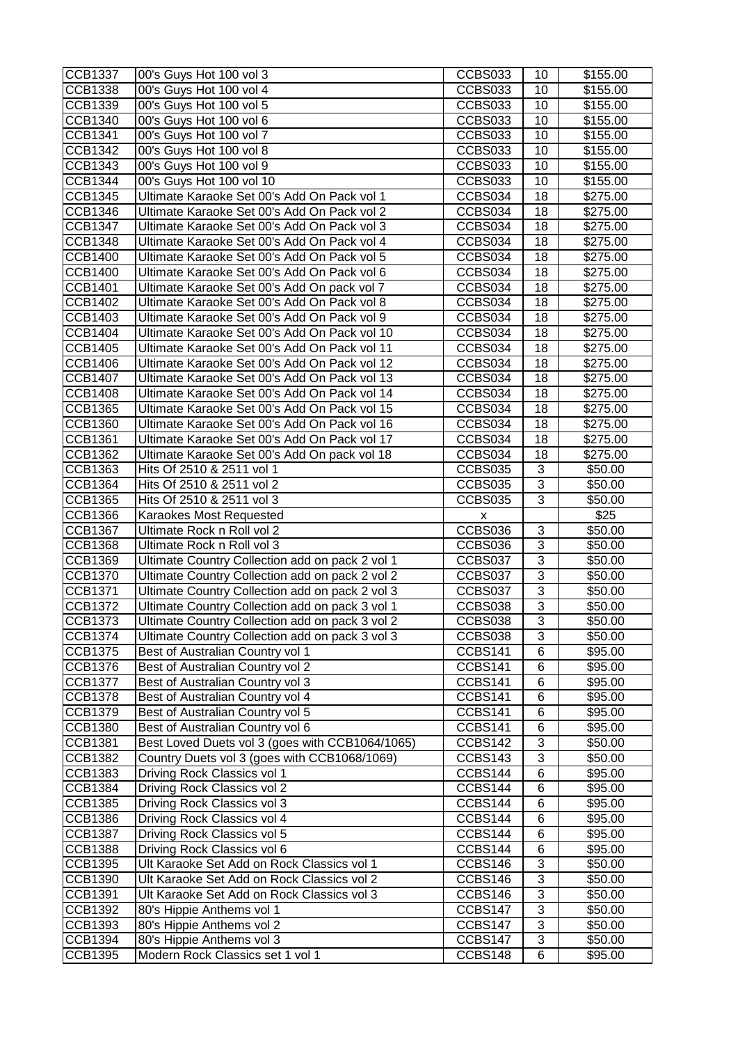| | | | | |
|---|---|---|---|---|
| CCB1337 | 00's Guys Hot 100 vol 3 | CCBS033 | 10 | $155.00 |
| CCB1338 | 00's Guys Hot 100 vol 4 | CCBS033 | 10 | $155.00 |
| CCB1339 | 00's Guys Hot 100 vol 5 | CCBS033 | 10 | $155.00 |
| CCB1340 | 00's Guys Hot 100 vol 6 | CCBS033 | 10 | $155.00 |
| CCB1341 | 00's Guys Hot 100 vol 7 | CCBS033 | 10 | $155.00 |
| CCB1342 | 00's Guys Hot 100 vol 8 | CCBS033 | 10 | $155.00 |
| CCB1343 | 00's Guys Hot 100 vol 9 | CCBS033 | 10 | $155.00 |
| CCB1344 | 00's Guys Hot 100 vol 10 | CCBS033 | 10 | $155.00 |
| CCB1345 | Ultimate Karaoke Set 00's Add On Pack vol 1 | CCBS034 | 18 | $275.00 |
| CCB1346 | Ultimate Karaoke Set 00's Add On Pack vol 2 | CCBS034 | 18 | $275.00 |
| CCB1347 | Ultimate Karaoke Set 00's Add On Pack vol 3 | CCBS034 | 18 | $275.00 |
| CCB1348 | Ultimate Karaoke Set 00's Add On Pack vol 4 | CCBS034 | 18 | $275.00 |
| CCB1400 | Ultimate Karaoke Set 00's Add On Pack vol 5 | CCBS034 | 18 | $275.00 |
| CCB1400 | Ultimate Karaoke Set 00's Add On Pack vol 6 | CCBS034 | 18 | $275.00 |
| CCB1401 | Ultimate Karaoke Set 00's Add On pack vol 7 | CCBS034 | 18 | $275.00 |
| CCB1402 | Ultimate Karaoke Set 00's Add On Pack vol 8 | CCBS034 | 18 | $275.00 |
| CCB1403 | Ultimate Karaoke Set 00's Add On Pack vol 9 | CCBS034 | 18 | $275.00 |
| CCB1404 | Ultimate Karaoke Set 00's Add On Pack vol 10 | CCBS034 | 18 | $275.00 |
| CCB1405 | Ultimate Karaoke Set 00's Add On Pack vol 11 | CCBS034 | 18 | $275.00 |
| CCB1406 | Ultimate Karaoke Set 00's Add On Pack vol 12 | CCBS034 | 18 | $275.00 |
| CCB1407 | Ultimate Karaoke Set 00's Add On Pack vol 13 | CCBS034 | 18 | $275.00 |
| CCB1408 | Ultimate Karaoke Set 00's Add On Pack vol 14 | CCBS034 | 18 | $275.00 |
| CCB1365 | Ultimate Karaoke Set 00's Add On Pack vol 15 | CCBS034 | 18 | $275.00 |
| CCB1360 | Ultimate Karaoke Set 00's Add On Pack vol 16 | CCBS034 | 18 | $275.00 |
| CCB1361 | Ultimate Karaoke Set 00's Add On Pack vol 17 | CCBS034 | 18 | $275.00 |
| CCB1362 | Ultimate Karaoke Set 00's Add On pack vol 18 | CCBS034 | 18 | $275.00 |
| CCB1363 | Hits Of 2510 & 2511 vol 1 | CCBS035 | 3 | $50.00 |
| CCB1364 | Hits Of 2510 & 2511 vol 2 | CCBS035 | 3 | $50.00 |
| CCB1365 | Hits Of 2510 & 2511 vol 3 | CCBS035 | 3 | $50.00 |
| CCB1366 | Karaokes Most Requested | x | | $25 |
| CCB1367 | Ultimate Rock n Roll vol 2 | CCBS036 | 3 | $50.00 |
| CCB1368 | Ultimate Rock n Roll vol 3 | CCBS036 | 3 | $50.00 |
| CCB1369 | Ultimate Country Collection add on pack 2 vol 1 | CCBS037 | 3 | $50.00 |
| CCB1370 | Ultimate Country Collection add on pack 2 vol 2 | CCBS037 | 3 | $50.00 |
| CCB1371 | Ultimate Country Collection add on pack 2 vol 3 | CCBS037 | 3 | $50.00 |
| CCB1372 | Ultimate Country Collection add on pack 3 vol 1 | CCBS038 | 3 | $50.00 |
| CCB1373 | Ultimate Country Collection add on pack 3 vol 2 | CCBS038 | 3 | $50.00 |
| CCB1374 | Ultimate Country Collection add on pack 3 vol 3 | CCBS038 | 3 | $50.00 |
| CCB1375 | Best of Australian Country vol 1 | CCBS141 | 6 | $95.00 |
| CCB1376 | Best of Australian Country vol 2 | CCBS141 | 6 | $95.00 |
| CCB1377 | Best of Australian Country vol 3 | CCBS141 | 6 | $95.00 |
| CCB1378 | Best of Australian Country vol 4 | CCBS141 | 6 | $95.00 |
| CCB1379 | Best of Australian Country vol 5 | CCBS141 | 6 | $95.00 |
| CCB1380 | Best of Australian Country vol 6 | CCBS141 | 6 | $95.00 |
| CCB1381 | Best Loved Duets vol 3 (goes with CCB1064/1065) | CCBS142 | 3 | $50.00 |
| CCB1382 | Country Duets vol 3 (goes with CCB1068/1069) | CCBS143 | 3 | $50.00 |
| CCB1383 | Driving Rock Classics vol 1 | CCBS144 | 6 | $95.00 |
| CCB1384 | Driving Rock Classics vol 2 | CCBS144 | 6 | $95.00 |
| CCB1385 | Driving Rock Classics vol 3 | CCBS144 | 6 | $95.00 |
| CCB1386 | Driving Rock Classics vol 4 | CCBS144 | 6 | $95.00 |
| CCB1387 | Driving Rock Classics vol 5 | CCBS144 | 6 | $95.00 |
| CCB1388 | Driving Rock Classics vol 6 | CCBS144 | 6 | $95.00 |
| CCB1395 | Ult Karaoke Set Add on Rock Classics vol 1 | CCBS146 | 3 | $50.00 |
| CCB1390 | Ult Karaoke Set Add on Rock Classics vol 2 | CCBS146 | 3 | $50.00 |
| CCB1391 | Ult Karaoke Set Add on Rock Classics vol 3 | CCBS146 | 3 | $50.00 |
| CCB1392 | 80's Hippie Anthems vol 1 | CCBS147 | 3 | $50.00 |
| CCB1393 | 80's Hippie Anthems vol 2 | CCBS147 | 3 | $50.00 |
| CCB1394 | 80's Hippie Anthems vol 3 | CCBS147 | 3 | $50.00 |
| CCB1395 | Modern Rock Classics set 1 vol 1 | CCBS148 | 6 | $95.00 |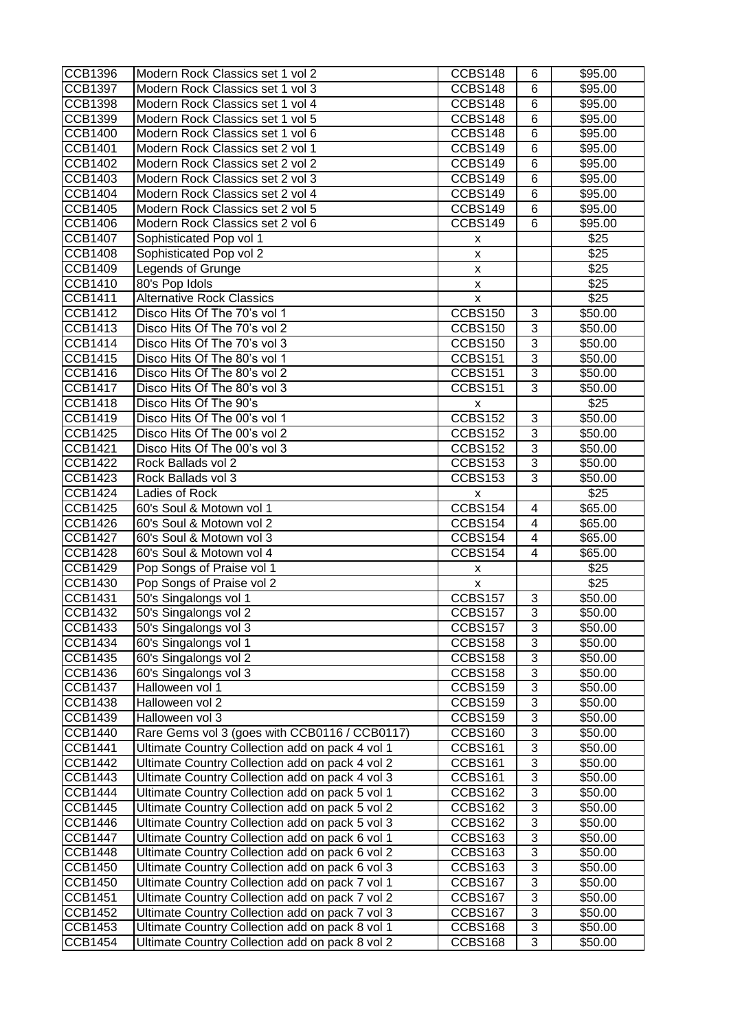| | | | | |
|---|---|---|---|---|
| CCB1396 | Modern Rock Classics set 1 vol 2 | CCBS148 | 6 | $95.00 |
| CCB1397 | Modern Rock Classics set 1 vol 3 | CCBS148 | 6 | $95.00 |
| CCB1398 | Modern Rock Classics set 1 vol 4 | CCBS148 | 6 | $95.00 |
| CCB1399 | Modern Rock Classics set 1 vol 5 | CCBS148 | 6 | $95.00 |
| CCB1400 | Modern Rock Classics set 1 vol 6 | CCBS148 | 6 | $95.00 |
| CCB1401 | Modern Rock Classics set 2 vol 1 | CCBS149 | 6 | $95.00 |
| CCB1402 | Modern Rock Classics set 2 vol 2 | CCBS149 | 6 | $95.00 |
| CCB1403 | Modern Rock Classics set 2 vol 3 | CCBS149 | 6 | $95.00 |
| CCB1404 | Modern Rock Classics set 2 vol 4 | CCBS149 | 6 | $95.00 |
| CCB1405 | Modern Rock Classics set 2 vol 5 | CCBS149 | 6 | $95.00 |
| CCB1406 | Modern Rock Classics set 2 vol 6 | CCBS149 | 6 | $95.00 |
| CCB1407 | Sophisticated Pop vol 1 | x | | $25 |
| CCB1408 | Sophisticated Pop vol 2 | x | | $25 |
| CCB1409 | Legends of Grunge | x | | $25 |
| CCB1410 | 80's Pop Idols | x | | $25 |
| CCB1411 | Alternative Rock Classics | x | | $25 |
| CCB1412 | Disco Hits Of The 70's vol 1 | CCBS150 | 3 | $50.00 |
| CCB1413 | Disco Hits Of The 70's vol 2 | CCBS150 | 3 | $50.00 |
| CCB1414 | Disco Hits Of The 70's vol 3 | CCBS150 | 3 | $50.00 |
| CCB1415 | Disco Hits Of The 80's vol 1 | CCBS151 | 3 | $50.00 |
| CCB1416 | Disco Hits Of The 80's vol 2 | CCBS151 | 3 | $50.00 |
| CCB1417 | Disco Hits Of The 80's vol 3 | CCBS151 | 3 | $50.00 |
| CCB1418 | Disco Hits Of The 90's | x | | $25 |
| CCB1419 | Disco Hits Of The 00's vol 1 | CCBS152 | 3 | $50.00 |
| CCB1425 | Disco Hits Of The 00's vol 2 | CCBS152 | 3 | $50.00 |
| CCB1421 | Disco Hits Of The 00's vol 3 | CCBS152 | 3 | $50.00 |
| CCB1422 | Rock Ballads vol 2 | CCBS153 | 3 | $50.00 |
| CCB1423 | Rock Ballads vol 3 | CCBS153 | 3 | $50.00 |
| CCB1424 | Ladies of Rock | x | | $25 |
| CCB1425 | 60's Soul & Motown vol 1 | CCBS154 | 4 | $65.00 |
| CCB1426 | 60's Soul & Motown vol 2 | CCBS154 | 4 | $65.00 |
| CCB1427 | 60's Soul & Motown vol 3 | CCBS154 | 4 | $65.00 |
| CCB1428 | 60's Soul & Motown vol 4 | CCBS154 | 4 | $65.00 |
| CCB1429 | Pop Songs of Praise vol 1 | x | | $25 |
| CCB1430 | Pop Songs of Praise vol 2 | x | | $25 |
| CCB1431 | 50's Singalongs vol 1 | CCBS157 | 3 | $50.00 |
| CCB1432 | 50's Singalongs vol 2 | CCBS157 | 3 | $50.00 |
| CCB1433 | 50's Singalongs vol 3 | CCBS157 | 3 | $50.00 |
| CCB1434 | 60's Singalongs vol 1 | CCBS158 | 3 | $50.00 |
| CCB1435 | 60's Singalongs vol 2 | CCBS158 | 3 | $50.00 |
| CCB1436 | 60's Singalongs vol 3 | CCBS158 | 3 | $50.00 |
| CCB1437 | Halloween vol 1 | CCBS159 | 3 | $50.00 |
| CCB1438 | Halloween vol 2 | CCBS159 | 3 | $50.00 |
| CCB1439 | Halloween vol 3 | CCBS159 | 3 | $50.00 |
| CCB1440 | Rare Gems vol 3 (goes with CCB0116 / CCB0117) | CCBS160 | 3 | $50.00 |
| CCB1441 | Ultimate Country Collection add on pack 4 vol 1 | CCBS161 | 3 | $50.00 |
| CCB1442 | Ultimate Country Collection add on pack 4 vol 2 | CCBS161 | 3 | $50.00 |
| CCB1443 | Ultimate Country Collection add on pack 4 vol 3 | CCBS161 | 3 | $50.00 |
| CCB1444 | Ultimate Country Collection add on pack 5 vol 1 | CCBS162 | 3 | $50.00 |
| CCB1445 | Ultimate Country Collection add on pack 5 vol 2 | CCBS162 | 3 | $50.00 |
| CCB1446 | Ultimate Country Collection add on pack 5 vol 3 | CCBS162 | 3 | $50.00 |
| CCB1447 | Ultimate Country Collection add on pack 6 vol 1 | CCBS163 | 3 | $50.00 |
| CCB1448 | Ultimate Country Collection add on pack 6 vol 2 | CCBS163 | 3 | $50.00 |
| CCB1450 | Ultimate Country Collection add on pack 6 vol 3 | CCBS163 | 3 | $50.00 |
| CCB1450 | Ultimate Country Collection add on pack 7 vol 1 | CCBS167 | 3 | $50.00 |
| CCB1451 | Ultimate Country Collection add on pack 7 vol 2 | CCBS167 | 3 | $50.00 |
| CCB1452 | Ultimate Country Collection add on pack 7 vol 3 | CCBS167 | 3 | $50.00 |
| CCB1453 | Ultimate Country Collection add on pack 8 vol 1 | CCBS168 | 3 | $50.00 |
| CCB1454 | Ultimate Country Collection add on pack 8 vol 2 | CCBS168 | 3 | $50.00 |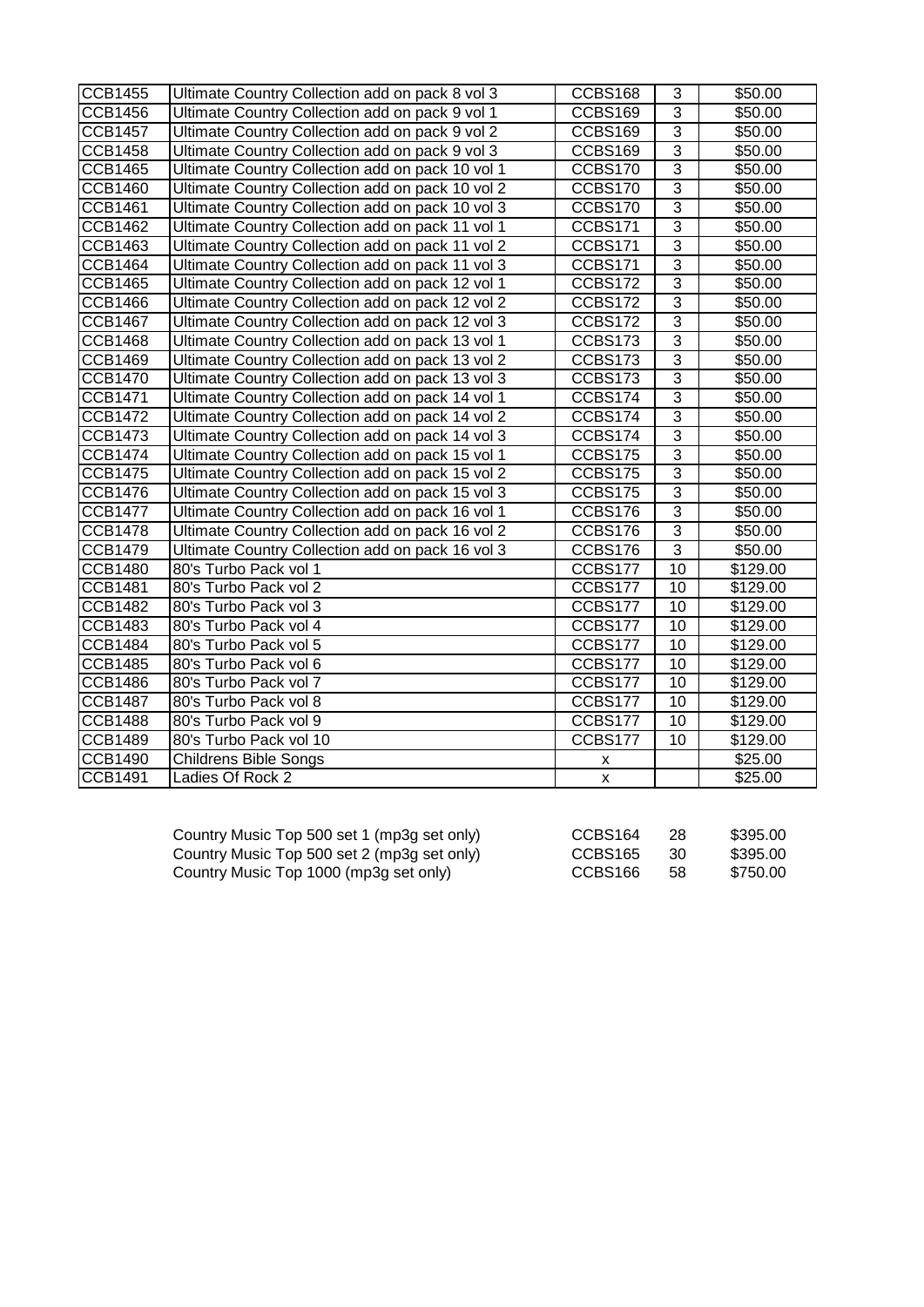| | | | | |
|---|---|---|---|---|
| CCB1455 | Ultimate Country Collection add on pack 8 vol 3 | CCBS168 | 3 | $50.00 |
| CCB1456 | Ultimate Country Collection add on pack 9 vol 1 | CCBS169 | 3 | $50.00 |
| CCB1457 | Ultimate Country Collection add on pack 9 vol 2 | CCBS169 | 3 | $50.00 |
| CCB1458 | Ultimate Country Collection add on pack 9 vol 3 | CCBS169 | 3 | $50.00 |
| CCB1465 | Ultimate Country Collection add on pack 10 vol 1 | CCBS170 | 3 | $50.00 |
| CCB1460 | Ultimate Country Collection add on pack 10 vol 2 | CCBS170 | 3 | $50.00 |
| CCB1461 | Ultimate Country Collection add on pack 10 vol 3 | CCBS170 | 3 | $50.00 |
| CCB1462 | Ultimate Country Collection add on pack 11 vol 1 | CCBS171 | 3 | $50.00 |
| CCB1463 | Ultimate Country Collection add on pack 11 vol 2 | CCBS171 | 3 | $50.00 |
| CCB1464 | Ultimate Country Collection add on pack 11 vol 3 | CCBS171 | 3 | $50.00 |
| CCB1465 | Ultimate Country Collection add on pack 12 vol 1 | CCBS172 | 3 | $50.00 |
| CCB1466 | Ultimate Country Collection add on pack 12 vol 2 | CCBS172 | 3 | $50.00 |
| CCB1467 | Ultimate Country Collection add on pack 12 vol 3 | CCBS172 | 3 | $50.00 |
| CCB1468 | Ultimate Country Collection add on pack 13 vol 1 | CCBS173 | 3 | $50.00 |
| CCB1469 | Ultimate Country Collection add on pack 13 vol 2 | CCBS173 | 3 | $50.00 |
| CCB1470 | Ultimate Country Collection add on pack 13 vol 3 | CCBS173 | 3 | $50.00 |
| CCB1471 | Ultimate Country Collection add on pack 14 vol 1 | CCBS174 | 3 | $50.00 |
| CCB1472 | Ultimate Country Collection add on pack 14 vol 2 | CCBS174 | 3 | $50.00 |
| CCB1473 | Ultimate Country Collection add on pack 14 vol 3 | CCBS174 | 3 | $50.00 |
| CCB1474 | Ultimate Country Collection add on pack 15 vol 1 | CCBS175 | 3 | $50.00 |
| CCB1475 | Ultimate Country Collection add on pack 15 vol 2 | CCBS175 | 3 | $50.00 |
| CCB1476 | Ultimate Country Collection add on pack 15 vol 3 | CCBS175 | 3 | $50.00 |
| CCB1477 | Ultimate Country Collection add on pack 16 vol 1 | CCBS176 | 3 | $50.00 |
| CCB1478 | Ultimate Country Collection add on pack 16 vol 2 | CCBS176 | 3 | $50.00 |
| CCB1479 | Ultimate Country Collection add on pack 16 vol 3 | CCBS176 | 3 | $50.00 |
| CCB1480 | 80's Turbo Pack vol 1 | CCBS177 | 10 | $129.00 |
| CCB1481 | 80's Turbo Pack vol 2 | CCBS177 | 10 | $129.00 |
| CCB1482 | 80's Turbo Pack vol 3 | CCBS177 | 10 | $129.00 |
| CCB1483 | 80's Turbo Pack vol 4 | CCBS177 | 10 | $129.00 |
| CCB1484 | 80's Turbo Pack vol 5 | CCBS177 | 10 | $129.00 |
| CCB1485 | 80's Turbo Pack vol 6 | CCBS177 | 10 | $129.00 |
| CCB1486 | 80's Turbo Pack vol 7 | CCBS177 | 10 | $129.00 |
| CCB1487 | 80's Turbo Pack vol 8 | CCBS177 | 10 | $129.00 |
| CCB1488 | 80's Turbo Pack vol 9 | CCBS177 | 10 | $129.00 |
| CCB1489 | 80's Turbo Pack vol 10 | CCBS177 | 10 | $129.00 |
| CCB1490 | Childrens Bible Songs | x | | $25.00 |
| CCB1491 | Ladies Of Rock 2 | x | | $25.00 |

| | | | |
|---|---|---|---|
| Country Music Top 500 set 1 (mp3g set only) | CCBS164 | 28 | $395.00 |
| Country Music Top 500 set 2 (mp3g set only) | CCBS165 | 30 | $395.00 |
| Country Music Top 1000 (mp3g set only) | CCBS166 | 58 | $750.00 |